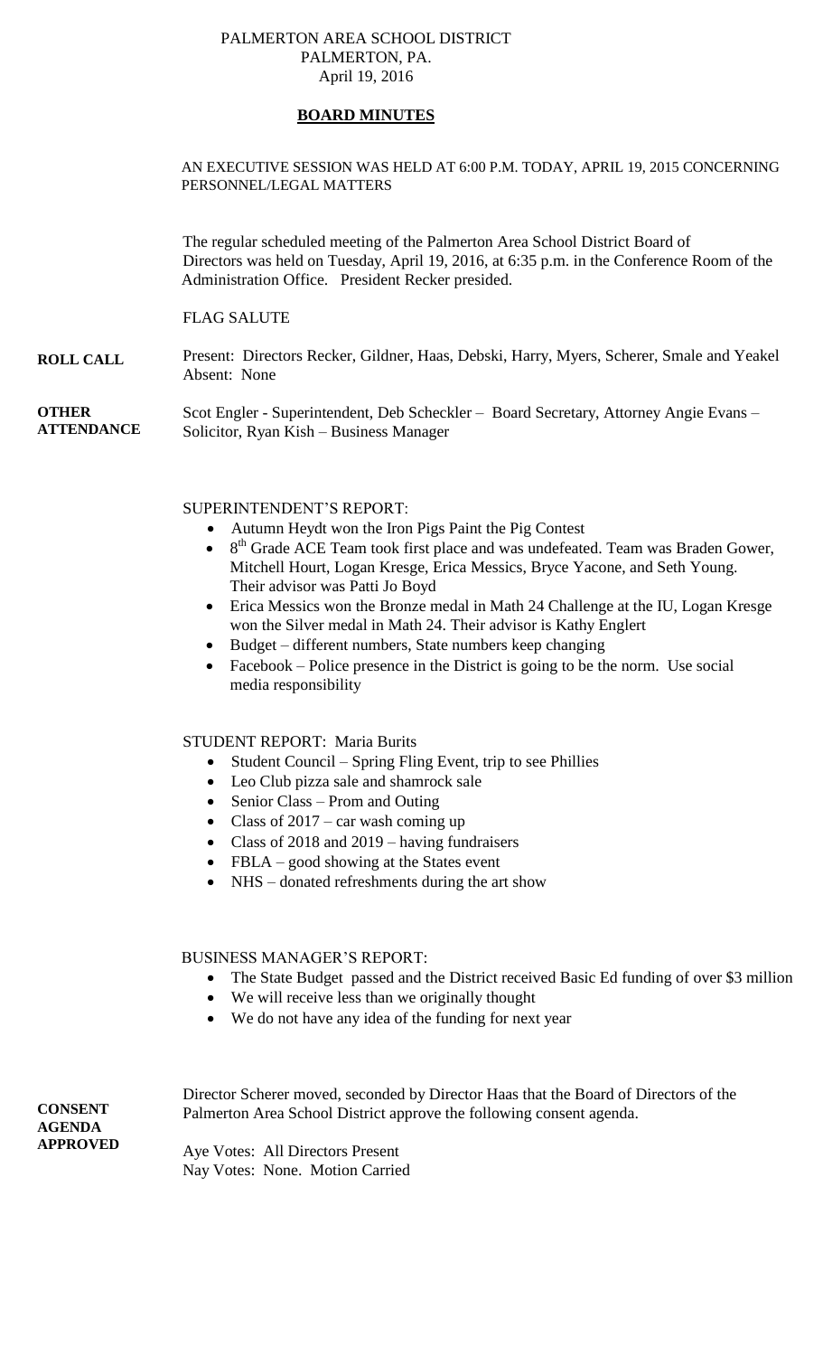PALMERTON AREA SCHOOL DISTRICT
PALMERTON, PA.
April 19, 2016

## **BOARD MINUTES**

AN EXECUTIVE SESSION WAS HELD AT 6:00 P.M. TODAY, APRIL 19, 2015 CONCERNING PERSONNEL/LEGAL MATTERS

The regular scheduled meeting of the Palmerton Area School District Board of Directors was held on Tuesday, April 19, 2016, at 6:35 p.m. in the Conference Room of the Administration Office. President Recker presided.

FLAG SALUTE

**ROLL CALL**

Present: Directors Recker, Gildner, Haas, Debski, Harry, Myers, Scherer, Smale and Yeakel
Absent: None

**OTHER ATTENDANCE**

Scot Engler - Superintendent, Deb Scheckler – Board Secretary, Attorney Angie Evans – Solicitor, Ryan Kish – Business Manager

SUPERINTENDENT'S REPORT:

- Autumn Heydt won the Iron Pigs Paint the Pig Contest
- 8th Grade ACE Team took first place and was undefeated. Team was Braden Gower, Mitchell Hourt, Logan Kresge, Erica Messics, Bryce Yacone, and Seth Young. Their advisor was Patti Jo Boyd
- Erica Messics won the Bronze medal in Math 24 Challenge at the IU, Logan Kresge won the Silver medal in Math 24. Their advisor is Kathy Englert
- Budget – different numbers, State numbers keep changing
- Facebook – Police presence in the District is going to be the norm. Use social media responsibility

STUDENT REPORT: Maria Burits

- Student Council – Spring Fling Event, trip to see Phillies
- Leo Club pizza sale and shamrock sale
- Senior Class – Prom and Outing
- Class of 2017 – car wash coming up
- Class of 2018 and 2019 – having fundraisers
- FBLA – good showing at the States event
- NHS – donated refreshments during the art show

BUSINESS MANAGER'S REPORT:

- The State Budget passed and the District received Basic Ed funding of over $3 million
- We will receive less than we originally thought
- We do not have any idea of the funding for next year

**CONSENT AGENDA APPROVED**

Director Scherer moved, seconded by Director Haas that the Board of Directors of the Palmerton Area School District approve the following consent agenda.

Aye Votes: All Directors Present
Nay Votes: None. Motion Carried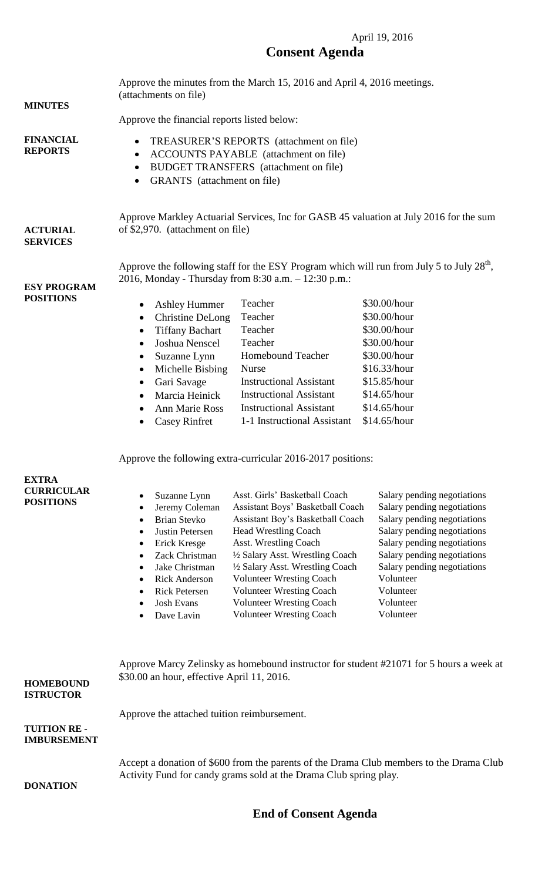April 19, 2016

# Consent Agenda

**MINUTES**

Approve the minutes from the March 15, 2016 and April 4, 2016 meetings. (attachments on file)

**FINANCIAL REPORTS**

Approve the financial reports listed below:

- TREASURER'S REPORTS (attachment on file)
- ACCOUNTS PAYABLE (attachment on file)
- BUDGET TRANSFERS (attachment on file)
- GRANTS (attachment on file)

**ACTURIAL SERVICES**

Approve Markley Actuarial Services, Inc for GASB 45 valuation at July 2016 for the sum of $2,970. (attachment on file)

**ESY PROGRAM POSITIONS**

Approve the following staff for the ESY Program which will run from July 5 to July 28th, 2016, Monday - Thursday from 8:30 a.m. – 12:30 p.m.:

| Name | Position | Rate |
|---|---|---|
| Ashley Hummer | Teacher | $30.00/hour |
| Christine DeLong | Teacher | $30.00/hour |
| Tiffany Bachart | Teacher | $30.00/hour |
| Joshua Nenscel | Teacher | $30.00/hour |
| Suzanne Lynn | Homebound Teacher | $30.00/hour |
| Michelle Bisbing | Nurse | $16.33/hour |
| Gari Savage | Instructional Assistant | $15.85/hour |
| Marcia Heinick | Instructional Assistant | $14.65/hour |
| Ann Marie Ross | Instructional Assistant | $14.65/hour |
| Casey Rinfret | 1-1 Instructional Assistant | $14.65/hour |

**EXTRA CURRICULAR POSITIONS**

Approve the following extra-curricular 2016-2017 positions:

| Name | Position | Salary |
|---|---|---|
| Suzanne Lynn | Asst. Girls' Basketball Coach | Salary pending negotiations |
| Jeremy Coleman | Assistant Boys' Basketball Coach | Salary pending negotiations |
| Brian Stevko | Assistant Boy's Basketball Coach | Salary pending negotiations |
| Justin Petersen | Head Wrestling Coach | Salary pending negotiations |
| Erick Kresge | Asst. Wrestling Coach | Salary pending negotiations |
| Zack Christman | ½ Salary Asst. Wrestling Coach | Salary pending negotiations |
| Jake Christman | ½ Salary Asst. Wrestling Coach | Salary pending negotiations |
| Rick Anderson | Volunteer Wresting Coach | Volunteer |
| Rick Petersen | Volunteer Wresting Coach | Volunteer |
| Josh Evans | Volunteer Wresting Coach | Volunteer |
| Dave Lavin | Volunteer Wresting Coach | Volunteer |

**HOMEBOUND ISTRUCTOR**

Approve Marcy Zelinsky as homebound instructor for student #21071 for 5 hours a week at $30.00 an hour, effective April 11, 2016.

**TUITION RE - IMBURSEMENT**

Approve the attached tuition reimbursement.

**DONATION**

Accept a donation of $600 from the parents of the Drama Club members to the Drama Club Activity Fund for candy grams sold at the Drama Club spring play.

## End of Consent Agenda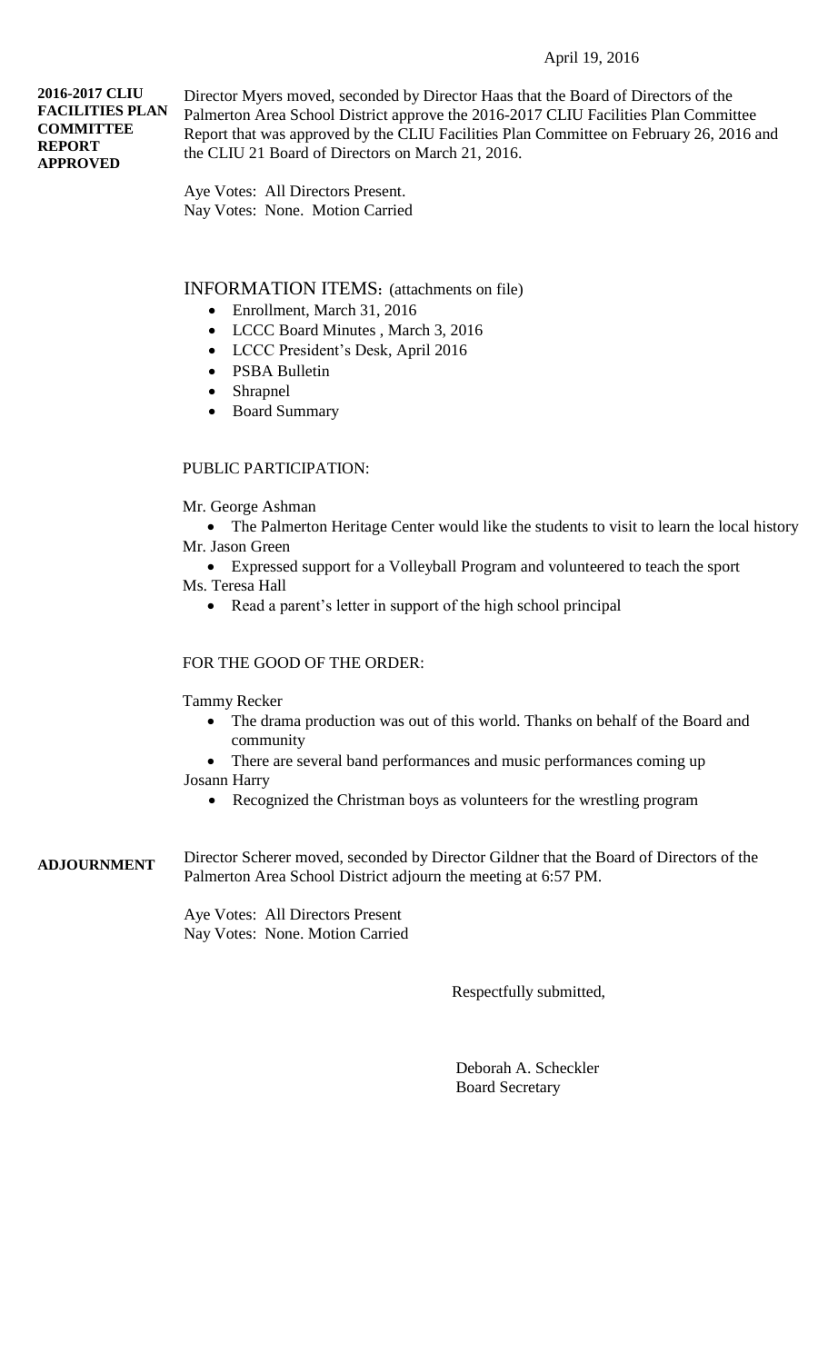April 19, 2016

**2016-2017 CLIU FACILITIES PLAN COMMITTEE REPORT APPROVED**

Director Myers moved, seconded by Director Haas that the Board of Directors of the Palmerton Area School District approve the 2016-2017 CLIU Facilities Plan Committee Report that was approved by the CLIU Facilities Plan Committee on February 26, 2016 and the CLIU 21 Board of Directors on March 21, 2016.

Aye Votes: All Directors Present.
Nay Votes: None. Motion Carried

INFORMATION ITEMS: (attachments on file)

- Enrollment, March 31, 2016
- LCCC Board Minutes , March 3, 2016
- LCCC President's Desk, April 2016
- PSBA Bulletin
- Shrapnel
- Board Summary

PUBLIC PARTICIPATION:

Mr. George Ashman

- The Palmerton Heritage Center would like the students to visit to learn the local history

Mr. Jason Green

- Expressed support for a Volleyball Program and volunteered to teach the sport

Ms. Teresa Hall

- Read a parent's letter in support of the high school principal

FOR THE GOOD OF THE ORDER:

Tammy Recker

- The drama production was out of this world. Thanks on behalf of the Board and community
- There are several band performances and music performances coming up

Josann Harry

- Recognized the Christman boys as volunteers for the wrestling program

**ADJOURNMENT**

Director Scherer moved, seconded by Director Gildner that the Board of Directors of the Palmerton Area School District adjourn the meeting at 6:57 PM.

Aye Votes: All Directors Present
Nay Votes: None. Motion Carried

Respectfully submitted,

Deborah A. Scheckler
Board Secretary